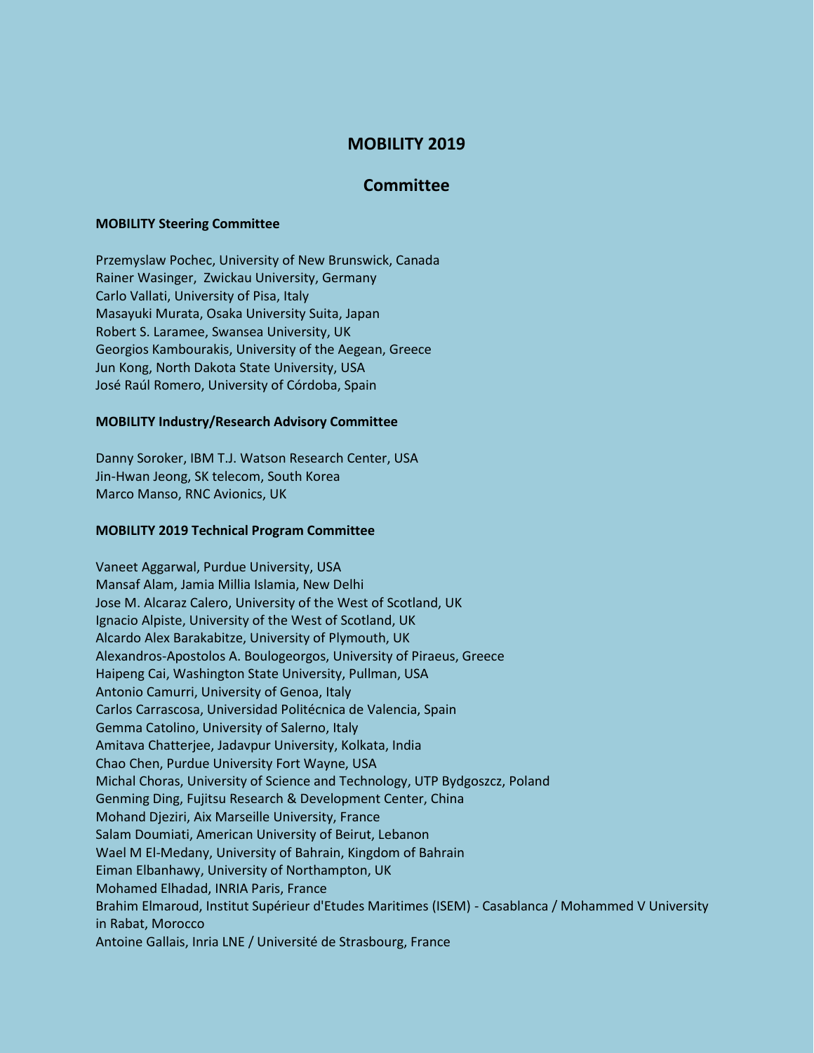# MOBILITY 2019

## Committee

### MOBILITY Steering Committee

Przemyslaw Pochec, University of New Brunswick, Canada
Rainer Wasinger, Zwickau University, Germany
Carlo Vallati, University of Pisa, Italy
Masayuki Murata, Osaka University Suita, Japan
Robert S. Laramee, Swansea University, UK
Georgios Kambourakis, University of the Aegean, Greece
Jun Kong, North Dakota State University, USA
José Raúl Romero, University of Córdoba, Spain

### MOBILITY Industry/Research Advisory Committee

Danny Soroker, IBM T.J. Watson Research Center, USA
Jin-Hwan Jeong, SK telecom, South Korea
Marco Manso, RNC Avionics, UK

### MOBILITY 2019 Technical Program Committee

Vaneet Aggarwal, Purdue University, USA
Mansaf Alam, Jamia Millia Islamia, New Delhi
Jose M. Alcaraz Calero, University of the West of Scotland, UK
Ignacio Alpiste, University of the West of Scotland, UK
Alcardo Alex Barakabitze, University of Plymouth, UK
Alexandros-Apostolos A. Boulogeorgos, University of Piraeus, Greece
Haipeng Cai, Washington State University, Pullman, USA
Antonio Camurri, University of Genoa, Italy
Carlos Carrascosa, Universidad Politécnica de Valencia, Spain
Gemma Catolino, University of Salerno, Italy
Amitava Chatterjee, Jadavpur University, Kolkata, India
Chao Chen, Purdue University Fort Wayne, USA
Michal Choras, University of Science and Technology, UTP Bydgoszcz, Poland
Genming Ding, Fujitsu Research & Development Center, China
Mohand Djeziri, Aix Marseille University, France
Salam Doumiati, American University of Beirut, Lebanon
Wael M El-Medany, University of Bahrain, Kingdom of Bahrain
Eiman Elbanhawy, University of Northampton, UK
Mohamed Elhadad, INRIA Paris, France
Brahim Elmaroud, Institut Supérieur d'Etudes Maritimes (ISEM) - Casablanca / Mohammed V University in Rabat, Morocco
Antoine Gallais, Inria LNE / Université de Strasbourg, France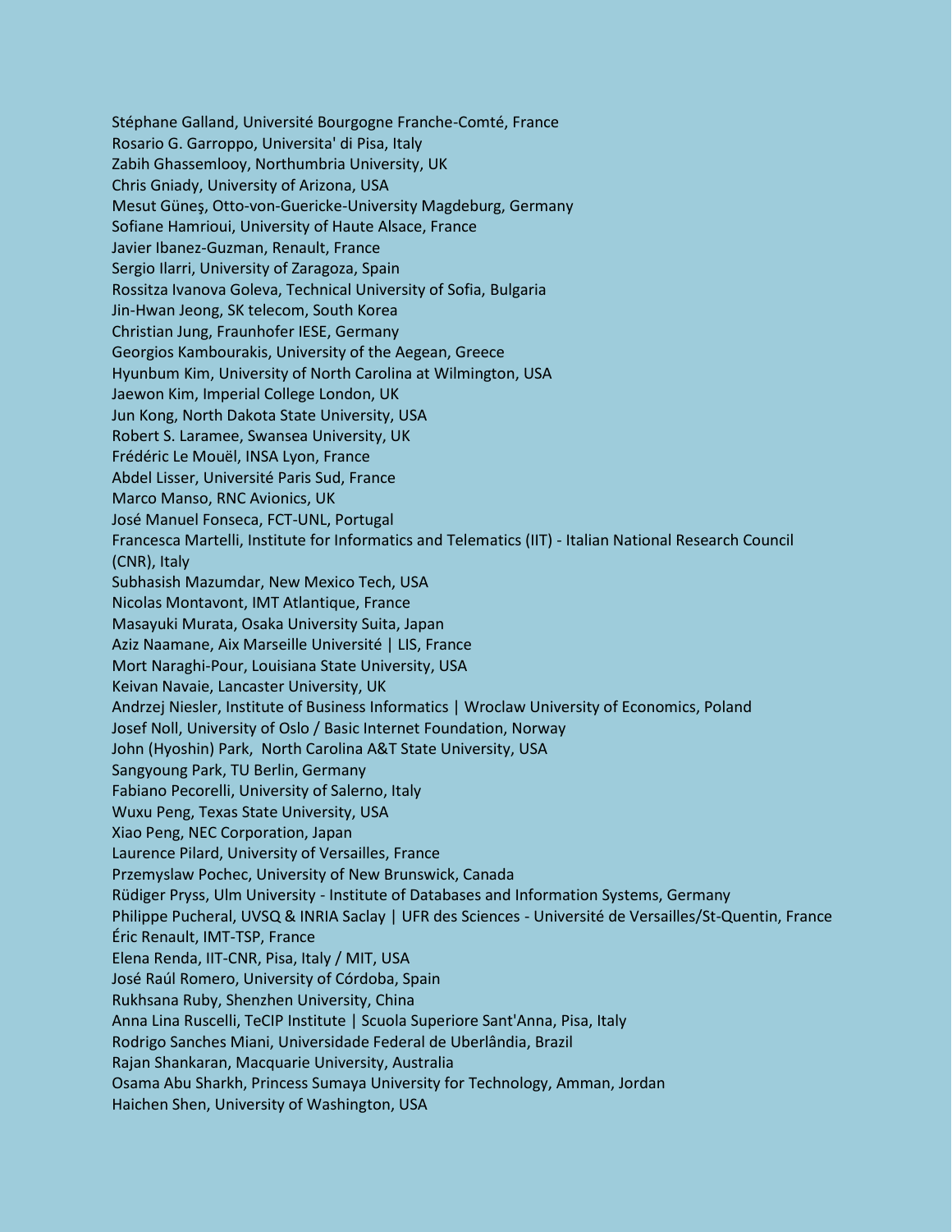Stéphane Galland, Université Bourgogne Franche-Comté, France
Rosario G. Garroppo, Universita' di Pisa, Italy
Zabih Ghassemlooy, Northumbria University, UK
Chris Gniady, University of Arizona, USA
Mesut Güneş, Otto-von-Guericke-University Magdeburg, Germany
Sofiane Hamrioui, University of Haute Alsace, France
Javier Ibanez-Guzman, Renault, France
Sergio Ilarri, University of Zaragoza, Spain
Rossitza Ivanova Goleva, Technical University of Sofia, Bulgaria
Jin-Hwan Jeong, SK telecom, South Korea
Christian Jung, Fraunhofer IESE, Germany
Georgios Kambourakis, University of the Aegean, Greece
Hyunbum Kim, University of North Carolina at Wilmington, USA
Jaewon Kim, Imperial College London, UK
Jun Kong, North Dakota State University, USA
Robert S. Laramee, Swansea University, UK
Frédéric Le Mouël, INSA Lyon, France
Abdel Lisser, Université Paris Sud, France
Marco Manso, RNC Avionics, UK
José Manuel Fonseca, FCT-UNL, Portugal
Francesca Martelli, Institute for Informatics and Telematics (IIT) - Italian National Research Council (CNR), Italy
Subhasish Mazumdar, New Mexico Tech, USA
Nicolas Montavont, IMT Atlantique, France
Masayuki Murata, Osaka University Suita, Japan
Aziz Naamane, Aix Marseille Université | LIS, France
Mort Naraghi-Pour, Louisiana State University, USA
Keivan Navaie, Lancaster University, UK
Andrzej Niesler, Institute of Business Informatics | Wroclaw University of Economics, Poland
Josef Noll, University of Oslo / Basic Internet Foundation, Norway
John (Hyoshin) Park, North Carolina A&T State University, USA
Sangyoung Park, TU Berlin, Germany
Fabiano Pecorelli, University of Salerno, Italy
Wuxu Peng, Texas State University, USA
Xiao Peng, NEC Corporation, Japan
Laurence Pilard, University of Versailles, France
Przemyslaw Pochec, University of New Brunswick, Canada
Rüdiger Pryss, Ulm University - Institute of Databases and Information Systems, Germany
Philippe Pucheral, UVSQ & INRIA Saclay | UFR des Sciences - Université de Versailles/St-Quentin, France
Éric Renault, IMT-TSP, France
Elena Renda, IIT-CNR, Pisa, Italy / MIT, USA
José Raúl Romero, University of Córdoba, Spain
Rukhsana Ruby, Shenzhen University, China
Anna Lina Ruscelli, TeCIP Institute | Scuola Superiore Sant'Anna, Pisa, Italy
Rodrigo Sanches Miani, Universidade Federal de Uberlândia, Brazil
Rajan Shankaran, Macquarie University, Australia
Osama Abu Sharkh, Princess Sumaya University for Technology, Amman, Jordan
Haichen Shen, University of Washington, USA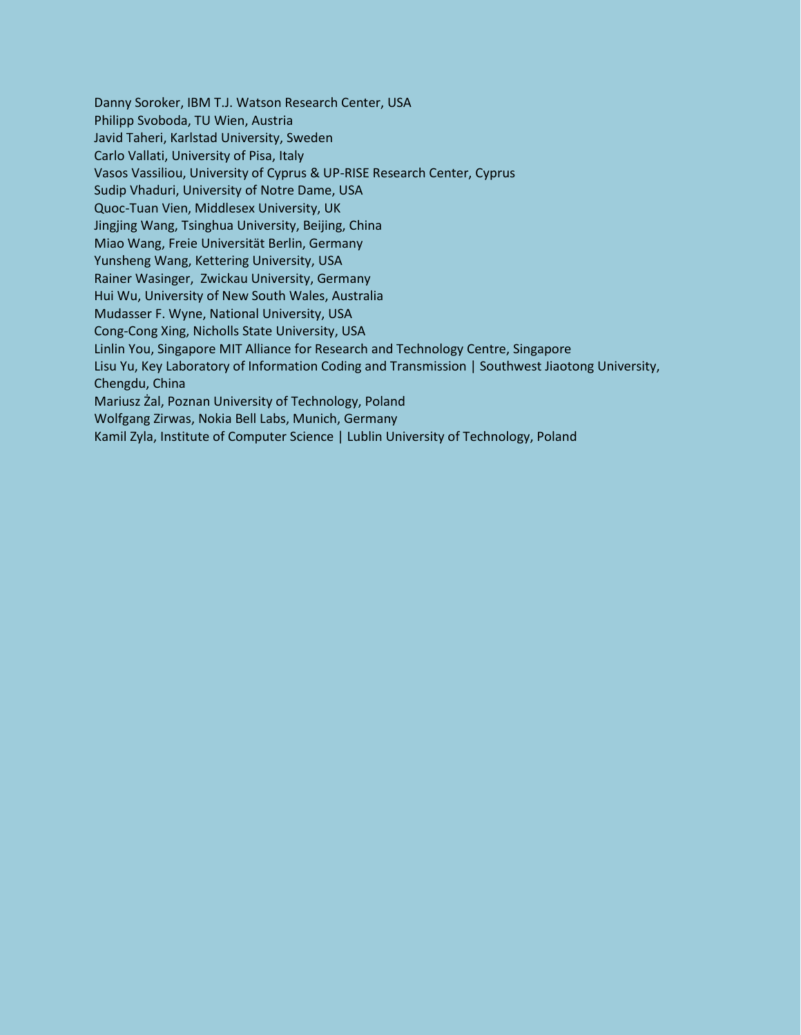Danny Soroker, IBM T.J. Watson Research Center, USA
Philipp Svoboda, TU Wien, Austria
Javid Taheri, Karlstad University, Sweden
Carlo Vallati, University of Pisa, Italy
Vasos Vassiliou, University of Cyprus & UP-RISE Research Center, Cyprus
Sudip Vhaduri, University of Notre Dame, USA
Quoc-Tuan Vien, Middlesex University, UK
Jingjing Wang, Tsinghua University, Beijing, China
Miao Wang, Freie Universität Berlin, Germany
Yunsheng Wang, Kettering University, USA
Rainer Wasinger, Zwickau University, Germany
Hui Wu, University of New South Wales, Australia
Mudasser F. Wyne, National University, USA
Cong-Cong Xing, Nicholls State University, USA
Linlin You, Singapore MIT Alliance for Research and Technology Centre, Singapore
Lisu Yu, Key Laboratory of Information Coding and Transmission | Southwest Jiaotong University, Chengdu, China
Mariusz Żal, Poznan University of Technology, Poland
Wolfgang Zirwas, Nokia Bell Labs, Munich, Germany
Kamil Zyla, Institute of Computer Science | Lublin University of Technology, Poland